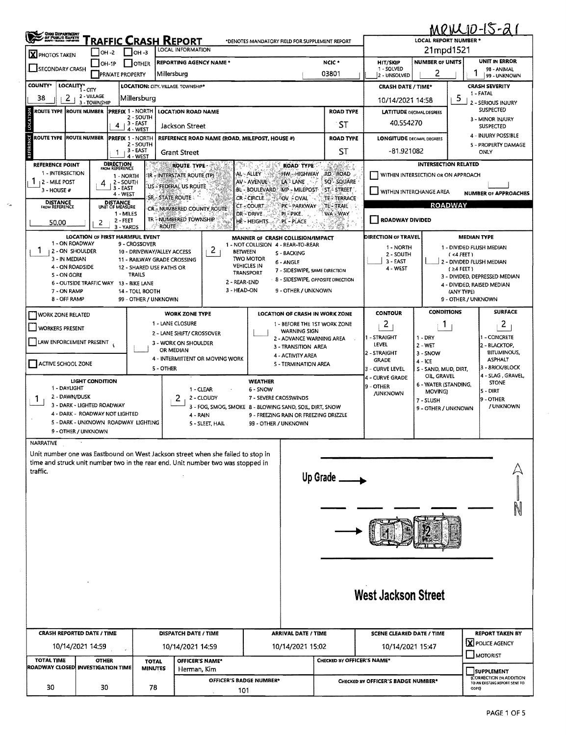MPW10-15-21

# TRAFFIC CRASH REPORT

OHIO DEPARTMENT OF PUBLIC SAFETY

*DENOTES MANDATORY FIELD FOR SUPPLEMENT REPORT

**LOCAL REPORT NUMBER *** 21mpd1521

[X] PHOTOS TAKEN  [ ] OH-2  [ ] OH-3  [ ] OH-1P  [ ] OTHER  [ ] SECONDARY CRASH  [ ] PRIVATE PROPERTY

LOCAL INFORMATION

| REPORTING AGENCY NAME * | NCIC * | HIT/SKIP | NUMBER OF UNITS | UNIT IN ERROR |
|---|---|---|---|---|
| Millersburg | 03801 | 1 - SOLVED / 2 - UNSOLVED | 2 | 1 (98 - ANIMAL, 99 - UNKNOWN) |

| COUNTY* | LOCALITY* | LOCATION: CITY, VILLAGE, TOWNSHIP* | CRASH DATE / TIME* | CRASH SEVERITY |
|---|---|---|---|---|
| 38 | 2 (1 - CITY, 2 - VILLAGE, 3 - TOWNSHIP) | Millersburg | 10/14/2021 14:58 | 5 (1 - FATAL, 2 - SERIOUS INJURY SUSPECTED, 3 - MINOR INJURY SUSPECTED, 4 - INJURY POSSIBLE, 5 - PROPERTY DAMAGE ONLY) |

**LOCATION**

| ROUTE TYPE | ROUTE NUMBER | PREFIX | LOCATION ROAD NAME | ROAD TYPE | LATITUDE DECIMAL DEGREES |
|---|---|---|---|---|---|
| | | 4 (1 - NORTH, 2 - SOUTH, 3 - EAST, 4 - WEST) | Jackson Street | ST | 40.554270 |

**REFERENCE**

| ROUTE TYPE | ROUTE NUMBER | PREFIX | REFERENCE ROAD NAME (ROAD, MILEPOST, HOUSE #) | ROAD TYPE | LONGITUDE DECIMAL DEGREES |
|---|---|---|---|---|---|
| | | 1 (1 - NORTH, 2 - SOUTH, 3 - EAST, 4 - WEST) | Grant Street | ST | -81.921082 |

| REFERENCE POINT | DIRECTION FROM REFERENCE | DISTANCE FROM REFERENCE | DISTANCE UNIT OF MEASURE |
|---|---|---|---|
| 1 (1 - INTERSECTION, 2 - MILE POST, 3 - HOUSE #) | 4 (1 - NORTH, 2 - SOUTH, 3 - EAST, 4 - WEST) | 50.00 | 2 (1 - MILES, 2 - FEET, 3 - YARDS) |

ROUTE TYPE: IR - INTERSTATE ROUTE (TP), US - FEDERAL US ROUTE, SR - STATE ROUTE, CR - NUMBERED COUNTY ROUTE, TR - NUMBERED TOWNSHIP ROUTE

ROAD TYPE: AL - ALLEY, AV - AVENUE, BL - BOULEVARD, CR - CIRCLE, CT - COURT, DR - DRIVE, HE - HEIGHTS, HW - HIGHWAY, LA - LANE, MP - MILEPOST, OV - OVAL, PK - PARKWAY, PI - PIKE, PL - PLACE, RD - ROAD, SQ - SQUARE, ST - STREET, TE - TERRACE, TL - TRAIL, WA - WAY

INTERSECTION RELATED: [ ] WITHIN INTERSECTION OR ON APPROACH  [ ] WITHIN INTERCHANGE AREA  NUMBER OF APPROACHES:

**ROADWAY**

[ ] ROADWAY DIVIDED

**LOCATION OF FIRST HARMFUL EVENT:** 1
1 - ON ROADWAY, 2 - ON SHOULDER, 3 - IN MEDIAN, 4 - ON ROADSIDE, 5 - ON GORE, 6 - OUTSIDE TRAFFIC WAY, 7 - ON RAMP, 8 - OFF RAMP, 9 - CROSSOVER, 10 - DRIVEWAY/ALLEY ACCESS, 11 - RAILWAY GRADE CROSSING, 12 - SHARED USE PATHS OR TRAILS, 13 - BIKE LANE, 14 - TOLL BOOTH, 99 - OTHER / UNKNOWN

**MANNER OF CRASH COLLISION/IMPACT:** 2
1 - NOT COLLISION BETWEEN TWO MOTOR VEHICLES IN TRANSPORT, 2 - REAR-END, 3 - HEAD-ON, 4 - REAR-TO-REAR, 5 - BACKING, 6 - ANGLE, 7 - SIDESWIPE, SAME DIRECTION, 8 - SIDESWIPE, OPPOSITE DIRECTION, 9 - OTHER / UNKNOWN

**DIRECTION OF TRAVEL:** 1 - NORTH, 2 - SOUTH, 3 - EAST, 4 - WEST

**MEDIAN TYPE:** 1 - DIVIDED FLUSH MEDIAN (<4 FEET), 2 - DIVIDED FLUSH MEDIAN (≥4 FEET), 3 - DIVIDED, DEPRESSED MEDIAN, 4 - DIVIDED, RAISED MEDIAN (ANY TYPE), 9 - OTHER / UNKNOWN

[ ] WORK ZONE RELATED  [ ] WORKERS PRESENT  [ ] LAW ENFORCEMENT PRESENT  [ ] ACTIVE SCHOOL ZONE

**WORK ZONE TYPE:** 1 - LANE CLOSURE, 2 - LANE SHIFT/ CROSSOVER, 3 - WORK ON SHOULDER OR MEDIAN, 4 - INTERMITTENT OR MOVING WORK, 5 - OTHER

**LOCATION OF CRASH IN WORK ZONE:** 1 - BEFORE THE 1ST WORK ZONE WARNING SIGN, 2 - ADVANCE WARNING AREA, 3 - TRANSITION AREA, 4 - ACTIVITY AREA, 5 - TERMINATION AREA

| CONTOUR | CONDITIONS | SURFACE |
|---|---|---|
| 2 | 1 | 2 |
| 1 - STRAIGHT LEVEL, 2 - STRAIGHT GRADE, 3 - CURVE LEVEL, 4 - CURVE GRADE, 9 - OTHER /UNKNOWN | 1 - DRY, 2 - WET, 3 - SNOW, 4 - ICE, 5 - SAND, MUD, DIRT, OIL, GRAVEL, 6 - WATER (STANDING, MOVING), 7 - SLUSH, 9 - OTHER / UNKNOWN | 1 - CONCRETE, 2 - BLACKTOP, BITUMINOUS, ASPHALT, 3 - BRICK/BLOCK, 4 - SLAG, GRAVEL, STONE, 5 - DIRT, 9 - OTHER /UNKNOWN |

**LIGHT CONDITION:** 1
1 - DAYLIGHT, 2 - DAWN/DUSK, 3 - DARK - LIGHTED ROADWAY, 4 - DARK - ROADWAY NOT LIGHTED, 5 - DARK - UNKNOWN ROADWAY LIGHTING, 9 - OTHER / UNKNOWN

**WEATHER:** 2
1 - CLEAR, 2 - CLOUDY, 3 - FOG, SMOG, SMOKE, 4 - RAIN, 5 - SLEET, HAIL, 6 - SNOW, 7 - SEVERE CROSSWINDS, 8 - BLOWING SAND, SOIL, DIRT, SNOW, 9 - FREEZING RAIN OR FREEZING DRIZZLE, 99 - OTHER / UNKNOWN

**NARRATIVE**

Unit number one was Eastbound on West Jackson street when she failed to stop in time and struck unit number two in the rear end. Unit number two was stopped in traffic.

Diagram: Up Grade → ; West Jackson Street; N

| CRASH REPORTED DATE / TIME | DISPATCH DATE / TIME | ARRIVAL DATE / TIME | SCENE CLEARED DATE / TIME | REPORT TAKEN BY |
|---|---|---|---|---|
| 10/14/2021 14:59 | 10/14/2021 14:59 | 10/14/2021 15:02 | 10/14/2021 15:47 | [X] POLICE AGENCY [ ] MOTORIST |

| TOTAL TIME ROADWAY CLOSED | OTHER INVESTIGATION TIME | TOTAL MINUTES | OFFICER'S NAME* | CHECKED BY OFFICER'S NAME* | |
|---|---|---|---|---|---|
| 30 | 30 | 78 | Herman, Kim | | [ ] SUPPLEMENT (CORRECTION OR ADDITION TO AN EXISTING REPORT SENT TO ODPS) |
| | | | OFFICER'S BADGE NUMBER*: 101 | CHECKED BY OFFICER'S BADGE NUMBER* | |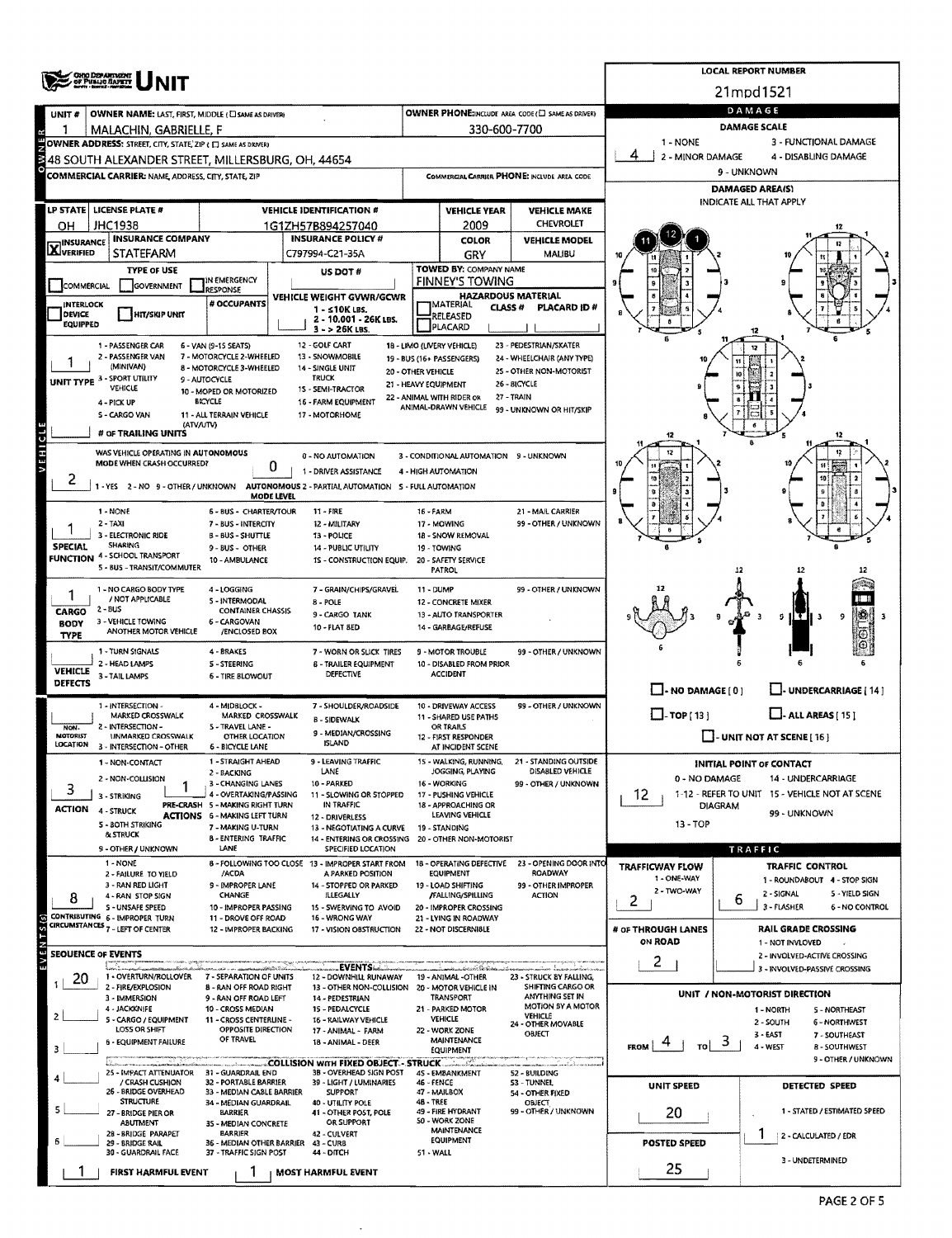# UNIT

**LOCAL REPORT NUMBER:** 21mpd1521

## OWNER

| UNIT # | OWNER NAME: LAST, FIRST, MIDDLE | OWNER PHONE |
|---|---|---|
| 1 | MALACHIN, GABRIELLE, F | 330-600-7700 |

**OWNER ADDRESS:** 48 SOUTH ALEXANDER STREET, MILLERSBURG, OH, 44654

**COMMERCIAL CARRIER:** NAME, ADDRESS, CITY, STATE, ZIP — **COMMERCIAL CARRIER PHONE:**

## VEHICLE

| LP STATE | LICENSE PLATE # | VEHICLE IDENTIFICATION # | VEHICLE YEAR | VEHICLE MAKE |
|---|---|---|---|---|
| OH | JHC1938 | 1G1ZH57B894257040 | 2009 | CHEVROLET |

| INSURANCE VERIFIED | INSURANCE COMPANY | INSURANCE POLICY # | COLOR | VEHICLE MODEL |
|---|---|---|---|---|
| X | STATEFARM | C797994-C21-35A | GRY | MALIBU |

**TOWED BY:** FINNEY'S TOWING

- **UNIT TYPE:** 1 (PASSENGER CAR)
- **# OF TRAILING UNITS:**
- **WAS VEHICLE OPERATING IN AUTONOMOUS MODE WHEN CRASH OCCURRED?** 2 (NO)
- **AUTONOMOUS MODE LEVEL:** 0 (NO AUTOMATION)
- **SPECIAL FUNCTION:** 1 (NONE)
- **CARGO BODY TYPE:** 1 (NO CARGO BODY TYPE / NOT APPLICABLE)
- **VEHICLE DEFECTS:**
- **NON-MOTORIST LOCATION:**
- **ACTION:** 3 (STRIKING)
- **PRE-CRASH ACTIONS:** 1 (STRAIGHT AHEAD)
- **CONTRIBUTING CIRCUMSTANCES:** 8 (FOLLOWING TOO CLOSE / ACDA)

## DAMAGE

- **DAMAGE SCALE:** 4 (DISABLING DAMAGE)
- **INITIAL POINT OF CONTACT:** 12
- **DAMAGED AREAS:** 11, 12, 1

## EVENTS

**SEQUENCE OF EVENTS:**
1. 20 (MOTOR VEHICLE IN TRANSPORT)

- **FIRST HARMFUL EVENT:** 1
- **MOST HARMFUL EVENT:** 1

## TRAFFIC

- **TRAFFICWAY FLOW:** 2 (TWO-WAY)
- **TRAFFIC CONTROL:** 6 (NO CONTROL)
- **# OF THROUGH LANES ON ROAD:** 2
- **RAIL GRADE CROSSING:**
- **UNIT / NON-MOTORIST DIRECTION:** FROM 4 (WEST) TO 3 (EAST)
- **UNIT SPEED:** 20
- **POSTED SPEED:** 25
- **DETECTED SPEED:** 1 (STATED / ESTIMATED SPEED)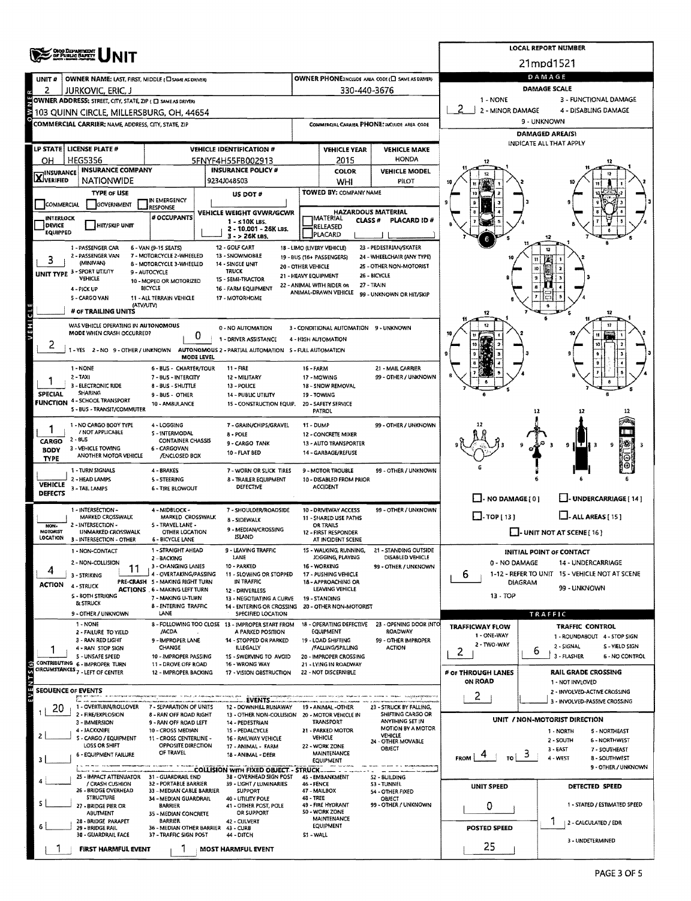# UNIT

**LOCAL REPORT NUMBER:** 21mpd1521

| Field | Value |
|---|---|
| UNIT # | 2 |
| OWNER NAME: LAST, FIRST, MIDDLE | JURKOVIC, ERIC, J |
| OWNER PHONE | 330-440-3676 |
| OWNER ADDRESS: STREET, CITY, STATE, ZIP | 103 QUINN CIRCLE, MILLERSBURG, OH, 44654 |
| COMMERCIAL CARRIER: NAME, ADDRESS, CITY, STATE, ZIP | |
| COMMERCIAL CARRIER PHONE | |
| LP STATE | OH |
| LICENSE PLATE # | HEG5356 |
| VEHICLE IDENTIFICATION # | 5FNYF4H55FB002913 |
| VEHICLE YEAR | 2015 |
| VEHICLE MAKE | HONDA |
| INSURANCE | X VERIFIED |
| INSURANCE COMPANY | NATIONWIDE |
| INSURANCE POLICY # | 9234J048503 |
| COLOR | WHI |
| VEHICLE MODEL | PILOT |
| TYPE OF USE | |
| US DOT # | |
| TOWED BY: COMPANY NAME | |
| VEHICLE WEIGHT GVWR/GCWR | |
| HAZARDOUS MATERIAL | |
| # OCCUPANTS | |

## DAMAGE

DAMAGE SCALE: **2**

1 - NONE; 2 - MINOR DAMAGE; 3 - FUNCTIONAL DAMAGE; 4 - DISABLING DAMAGE; 9 - UNKNOWN

DAMAGED AREA(S) - INDICATE ALL THAT APPLY: 6

## VEHICLE

- UNIT TYPE: **3** (1 - PASSENGER CAR; 2 - PASSENGER VAN (MINIVAN); 3 - SPORT UTILITY VEHICLE; 4 - PICK UP; 5 - CARGO VAN; 6 - VAN (9-15 SEATS); 7 - MOTORCYCLE 2-WHEELED; 8 - MOTORCYCLE 3-WHEELED; 9 - AUTOCYCLE; 10 - MOPED OR MOTORIZED BICYCLE; 11 - ALL TERRAIN VEHICLE (ATV/UTV); 12 - GOLF CART; 13 - SNOWMOBILE; 14 - SINGLE UNIT TRUCK; 15 - SEMI-TRACTOR; 16 - FARM EQUIPMENT; 17 - MOTORHOME; 18 - LIMO (LIVERY VEHICLE); 19 - BUS (16+ PASSENGERS); 20 - OTHER VEHICLE; 21 - HEAVY EQUIPMENT; 22 - ANIMAL WITH RIDER OR ANIMAL-DRAWN VEHICLE; 23 - PEDESTRIAN/SKATER; 24 - WHEELCHAIR (ANY TYPE); 25 - OTHER NON-MOTORIST; 26 - BICYCLE; 27 - TRAIN; 99 - UNKNOWN OR HIT/SKIP)
- # OF TRAILING UNITS:
- WAS VEHICLE OPERATING IN AUTONOMOUS MODE WHEN CRASH OCCURRED? **2** (1 - YES; 2 - NO; 9 - OTHER / UNKNOWN)
- AUTONOMOUS MODE LEVEL: **0** (0 - NO AUTOMATION; 1 - DRIVER ASSISTANCE; 2 - PARTIAL AUTOMATION; 3 - CONDITIONAL AUTOMATION; 4 - HIGH AUTOMATION; 5 - FULL AUTOMATION; 9 - UNKNOWN)
- SPECIAL FUNCTION: **1** (1 - NONE; 2 - TAXI; 3 - ELECTRONIC RIDE SHARING; 4 - SCHOOL TRANSPORT; 5 - BUS - TRANSIT/COMMUTER; 6 - BUS - CHARTER/TOUR; 7 - BUS - INTERCITY; 8 - BUS - SHUTTLE; 9 - BUS - OTHER; 10 - AMBULANCE; 11 - FIRE; 12 - MILITARY; 13 - POLICE; 14 - PUBLIC UTILITY; 15 - CONSTRUCTION EQUIP.; 16 - FARM; 17 - MOWING; 18 - SNOW REMOVAL; 19 - TOWING; 20 - SAFETY SERVICE PATROL; 21 - MAIL CARRIER; 99 - OTHER / UNKNOWN)
- CARGO BODY TYPE: **1** (1 - NO CARGO BODY TYPE / NOT APPLICABLE; 2 - BUS; 3 - VEHICLE TOWING ANOTHER MOTOR VEHICLE; 4 - LOGGING; 5 - INTERMODAL CONTAINER CHASSIS; 6 - CARGOVAN /ENCLOSED BOX; 7 - GRAIN/CHIPS/GRAVEL; 8 - POLE; 9 - CARGO TANK; 10 - FLAT BED; 11 - DUMP; 12 - CONCRETE MIXER; 13 - AUTO TRANSPORTER; 14 - GARBAGE/REFUSE; 99 - OTHER / UNKNOWN)
- VEHICLE DEFECTS: (1 - TURN SIGNALS; 2 - HEAD LAMPS; 3 - TAIL LAMPS; 4 - BRAKES; 5 - STEERING; 6 - TIRE BLOWOUT; 7 - WORN OR SLICK TIRES; 8 - TRAILER EQUIPMENT DEFECTIVE; 9 - MOTOR TROUBLE; 10 - DISABLED FROM PRIOR ACCIDENT; 99 - OTHER / UNKNOWN)

NO DAMAGE [0]; UNDERCARRIAGE [14]; TOP [13]; ALL AREAS [15]; UNIT NOT AT SCENE [16]

## EVENTS

- NON-MOTORIST LOCATION: (1 - INTERSECTION - MARKED CROSSWALK; 2 - INTERSECTION - UNMARKED CROSSWALK; 3 - INTERSECTION - OTHER; 4 - MIDBLOCK - MARKED CROSSWALK; 5 - TRAVEL LANE - OTHER LOCATION; 6 - BICYCLE LANE; 7 - SHOULDER/ROADSIDE; 8 - SIDEWALK; 9 - MEDIAN/CROSSING ISLAND; 10 - DRIVEWAY ACCESS; 11 - SHARED USE PATHS OR TRAILS; 12 - FIRST RESPONDER AT INCIDENT SCENE; 99 - OTHER / UNKNOWN)
- ACTION: **4** (1 - NON-CONTACT; 2 - NON-COLLISION; 3 - STRIKING; 4 - STRUCK; 5 - BOTH STRIKING & STRUCK; 9 - OTHER / UNKNOWN)
- PRE-CRASH ACTIONS: **11** (1 - STRAIGHT AHEAD; 2 - BACKING; 3 - CHANGING LANES; 4 - OVERTAKING/PASSING; 5 - MAKING RIGHT TURN; 6 - MAKING LEFT TURN; 7 - MAKING U-TURN; 8 - ENTERING TRAFFIC LANE; 9 - LEAVING TRAFFIC LANE; 10 - PARKED; 11 - SLOWING OR STOPPED IN TRAFFIC; 12 - DRIVERLESS; 13 - NEGOTIATING A CURVE; 14 - ENTERING OR CROSSING SPECIFIED LOCATION; 15 - WALKING, RUNNING, JOGGING, PLAYING; 16 - WORKING; 17 - PUSHING VEHICLE; 18 - APPROACHING OR LEAVING VEHICLE; 19 - STANDING; 20 - OTHER NON-MOTORIST; 21 - STANDING OUTSIDE DISABLED VEHICLE; 99 - OTHER / UNKNOWN)
- CONTRIBUTING CIRCUMSTANCES: **1** (1 - NONE; 2 - FAILURE TO YIELD; 3 - RAN RED LIGHT; 4 - RAN STOP SIGN; 5 - UNSAFE SPEED; 6 - IMPROPER TURN; 7 - LEFT OF CENTER; 8 - FOLLOWING TOO CLOSE /ACDA; 9 - IMPROPER LANE CHANGE; 10 - IMPROPER PASSING; 11 - DROVE OFF ROAD; 12 - IMPROPER BACKING; 13 - IMPROPER START FROM A PARKED POSITION; 14 - STOPPED OR PARKED ILLEGALLY; 15 - SWERVING TO AVOID; 16 - WRONG WAY; 17 - VISION OBSTRUCTION; 18 - OPERATING DEFECTIVE EQUIPMENT; 19 - LOAD SHIFTING /FALLING/SPILLING; 20 - IMPROPER CROSSING; 21 - LYING IN ROADWAY; 22 - NOT DISCERNIBLE; 23 - OPENING DOOR INTO ROADWAY; 99 - OTHER IMPROPER ACTION)

### SEQUENCE OF EVENTS

1. 20
2. 
3. 
4. 
5. 
6. 

EVENTS: 1 - OVERTURN/ROLLOVER; 2 - FIRE/EXPLOSION; 3 - IMMERSION; 4 - JACKKNIFE; 5 - CARGO / EQUIPMENT LOSS OR SHIFT; 6 - EQUIPMENT FAILURE; 7 - SEPARATION OF UNITS; 8 - RAN OFF ROAD RIGHT; 9 - RAN OFF ROAD LEFT; 10 - CROSS MEDIAN; 11 - CROSS CENTERLINE - OPPOSITE DIRECTION OF TRAVEL; 12 - DOWNHILL RUNAWAY; 13 - OTHER NON-COLLISION; 14 - PEDESTRIAN; 15 - PEDALCYCLE; 16 - RAILWAY VEHICLE; 17 - ANIMAL - FARM; 18 - ANIMAL - DEER; 19 - ANIMAL -OTHER; 20 - MOTOR VEHICLE IN TRANSPORT; 21 - PARKED MOTOR VEHICLE; 22 - WORK ZONE MAINTENANCE EQUIPMENT; 23 - STRUCK BY FALLING, SHIFTING CARGO OR ANYTHING SET IN MOTION BY A MOTOR VEHICLE; 24 - OTHER MOVABLE OBJECT

COLLISION WITH FIXED OBJECT - STRUCK: 25 - IMPACT ATTENUATOR / CRASH CUSHION; 26 - BRIDGE OVERHEAD STRUCTURE; 27 - BRIDGE PIER OR ABUTMENT; 28 - BRIDGE PARAPET; 29 - BRIDGE RAIL; 30 - GUARDRAIL FACE; 31 - GUARDRAIL END; 32 - PORTABLE BARRIER; 33 - MEDIAN CABLE BARRIER; 34 - MEDIAN GUARDRAIL BARRIER; 35 - MEDIAN CONCRETE BARRIER; 36 - MEDIAN OTHER BARRIER; 37 - TRAFFIC SIGN POST; 38 - OVERHEAD SIGN POST; 39 - LIGHT / LUMINARIES SUPPORT; 40 - UTILITY POLE; 41 - OTHER POST, POLE OR SUPPORT; 42 - CULVERT; 43 - CURB; 44 - DITCH; 45 - EMBANKMENT; 46 - FENCE; 47 - MAILBOX; 48 - TREE; 49 - FIRE HYDRANT; 50 - WORK ZONE MAINTENANCE EQUIPMENT; 51 - WALL; 52 - BUILDING; 53 - TUNNEL; 54 - OTHER FIXED OBJECT; 99 - OTHER / UNKNOWN

FIRST HARMFUL EVENT: **1** — MOST HARMFUL EVENT: **1**

## INITIAL POINT OF CONTACT

**6** (0 - NO DAMAGE; 1-12 - REFER TO UNIT DIAGRAM; 13 - TOP; 14 - UNDERCARRIAGE; 15 - VEHICLE NOT AT SCENE; 99 - UNKNOWN)

## TRAFFIC

- TRAFFICWAY FLOW: **2** (1 - ONE-WAY; 2 - TWO-WAY)
- TRAFFIC CONTROL: **6** (1 - ROUNDABOUT; 2 - SIGNAL; 3 - FLASHER; 4 - STOP SIGN; 5 - YIELD SIGN; 6 - NO CONTROL)
- # OF THROUGH LANES ON ROAD: **2**
- RAIL GRADE CROSSING: (1 - NOT INVLOVED; 2 - INVOLVED-ACTIVE CROSSING; 3 - INVOLVED-PASSIVE CROSSING)

## UNIT / NON-MOTORIST DIRECTION

FROM **4** TO **3** (1 - NORTH; 2 - SOUTH; 3 - EAST; 4 - WEST; 5 - NORTHEAST; 6 - NORTHWEST; 7 - SOUTHEAST; 8 - SOUTHWEST; 9 - OTHER / UNKNOWN)

- UNIT SPEED: **0**
- POSTED SPEED: **25**
- DETECTED SPEED: **1** (1 - STATED / ESTIMATED SPEED; 2 - CALCULATED / EDR; 3 - UNDETERMINED)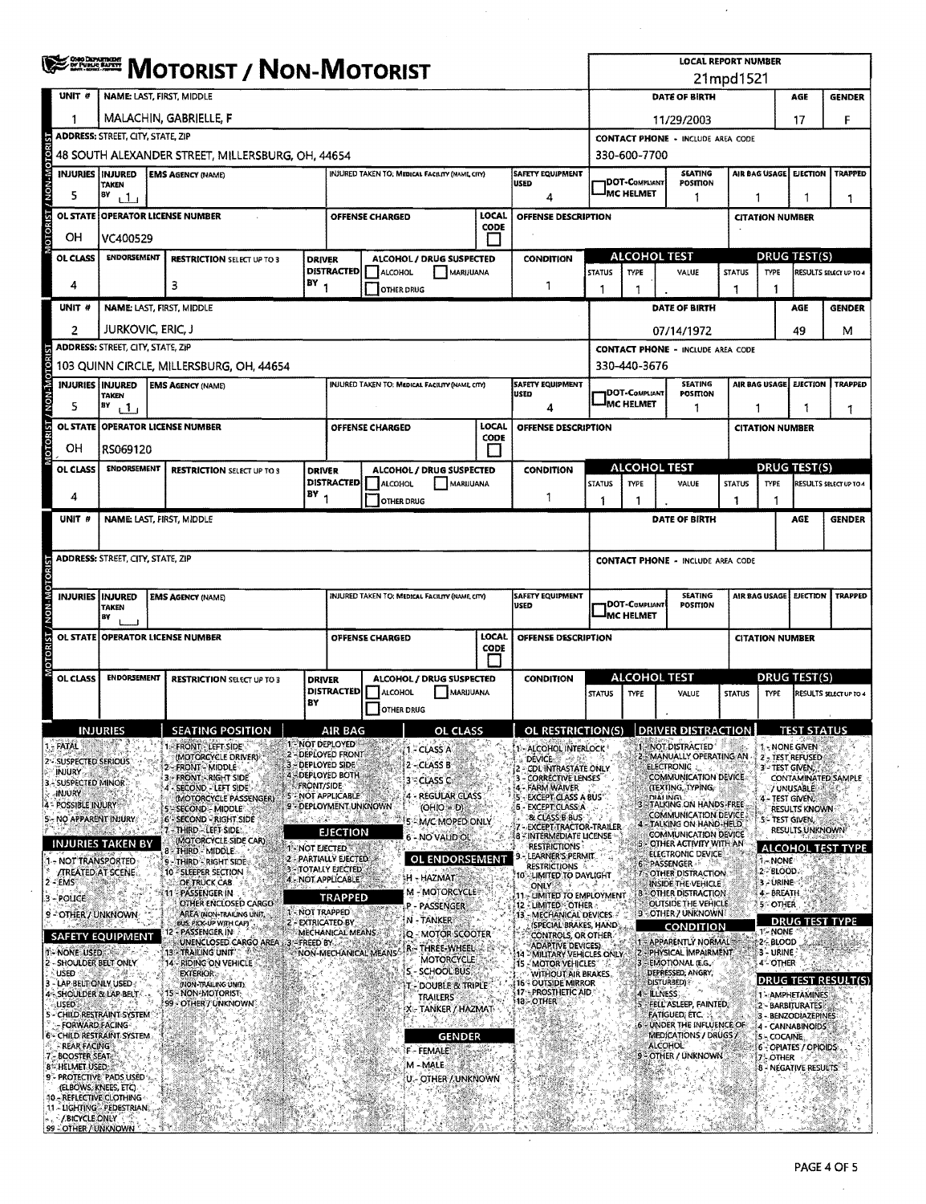# MOTORIST / NON-MOTORIST

**LOCAL REPORT NUMBER:** 21mpd1521

## Unit 1

| | | | | | |
|---|---|---|---|---|---|
| UNIT # | NAME: LAST, FIRST, MIDDLE | | DATE OF BIRTH | AGE | GENDER |
| 1 | MALACHIN, GABRIELLE, F | | 11/29/2003 | 17 | F |
| ADDRESS: STREET, CITY, STATE, ZIP | 48 SOUTH ALEXANDER STREET, MILLERSBURG, OH, 44654 | | CONTACT PHONE - INCLUDE AREA CODE | 330-600-7700 | |

| INJURIES | INJURED TAKEN BY | EMS AGENCY (NAME) | INJURED TAKEN TO: MEDICAL FACILITY (NAME, CITY) | SAFETY EQUIPMENT USED | DOT-COMPLIANT MC HELMET | SEATING POSITION | AIR BAG USAGE | EJECTION | TRAPPED |
|---|---|---|---|---|---|---|---|---|---|
| 5 | 1 | | | 4 | | 1 | 1 | 1 | 1 |

| OL STATE | OPERATOR LICENSE NUMBER | OFFENSE CHARGED | LOCAL CODE | OFFENSE DESCRIPTION | CITATION NUMBER |
|---|---|---|---|---|---|
| OH | VC400529 | | | | |

| OL CLASS | ENDORSEMENT | RESTRICTION SELECT UP TO 3 | DRIVER DISTRACTED BY | ALCOHOL / DRUG SUSPECTED | CONDITION | ALCOHOL TEST STATUS | ALCOHOL TEST TYPE | ALCOHOL TEST VALUE | DRUG TEST(S) STATUS | DRUG TEST(S) TYPE | RESULTS SELECT UP TO 4 |
|---|---|---|---|---|---|---|---|---|---|---|---|
| 4 | | 3 | 1 | | 1 | 1 | 1 | . | 1 | 1 | |

## Unit 2

| | | | | | |
|---|---|---|---|---|---|
| UNIT # | NAME: LAST, FIRST, MIDDLE | | DATE OF BIRTH | AGE | GENDER |
| 2 | JURKOVIC, ERIC, J | | 07/14/1972 | 49 | M |
| ADDRESS: STREET, CITY, STATE, ZIP | 103 QUINN CIRCLE, MILLERSBURG, OH, 44654 | | CONTACT PHONE - INCLUDE AREA CODE | 330-440-3676 | |

| INJURIES | INJURED TAKEN BY | EMS AGENCY (NAME) | INJURED TAKEN TO: MEDICAL FACILITY (NAME, CITY) | SAFETY EQUIPMENT USED | DOT-COMPLIANT MC HELMET | SEATING POSITION | AIR BAG USAGE | EJECTION | TRAPPED |
|---|---|---|---|---|---|---|---|---|---|
| 5 | 1 | | | 4 | | 1 | 1 | 1 | 1 |

| OL STATE | OPERATOR LICENSE NUMBER | OFFENSE CHARGED | LOCAL CODE | OFFENSE DESCRIPTION | CITATION NUMBER |
|---|---|---|---|---|---|
| OH | RS069120 | | | | |

| OL CLASS | ENDORSEMENT | RESTRICTION SELECT UP TO 3 | DRIVER DISTRACTED BY | ALCOHOL / DRUG SUSPECTED | CONDITION | ALCOHOL TEST STATUS | ALCOHOL TEST TYPE | ALCOHOL TEST VALUE | DRUG TEST(S) STATUS | DRUG TEST(S) TYPE | RESULTS SELECT UP TO 4 |
|---|---|---|---|---|---|---|---|---|---|---|---|
| 4 | | | 1 | | 1 | 1 | 1 | . | 1 | 1 | |

## Unit (blank)

| | | | | | |
|---|---|---|---|---|---|
| UNIT # | NAME: LAST, FIRST, MIDDLE | | DATE OF BIRTH | AGE | GENDER |
| | | | | | |
| ADDRESS: STREET, CITY, STATE, ZIP | | | CONTACT PHONE - INCLUDE AREA CODE | | |

| INJURIES | INJURED TAKEN BY | EMS AGENCY (NAME) | INJURED TAKEN TO: MEDICAL FACILITY (NAME, CITY) | SAFETY EQUIPMENT USED | DOT-COMPLIANT MC HELMET | SEATING POSITION | AIR BAG USAGE | EJECTION | TRAPPED |
|---|---|---|---|---|---|---|---|---|---|
| | | | | | | | | | |

| OL STATE | OPERATOR LICENSE NUMBER | OFFENSE CHARGED | LOCAL CODE | OFFENSE DESCRIPTION | CITATION NUMBER |
|---|---|---|---|---|---|
| | | | | | |

| OL CLASS | ENDORSEMENT | RESTRICTION SELECT UP TO 3 | DRIVER DISTRACTED BY | ALCOHOL / DRUG SUSPECTED | CONDITION | ALCOHOL TEST STATUS | ALCOHOL TEST TYPE | ALCOHOL TEST VALUE | DRUG TEST(S) STATUS | DRUG TEST(S) TYPE | RESULTS SELECT UP TO 4 |
|---|---|---|---|---|---|---|---|---|---|---|---|
| | | | | | | | | . | | | |

## Codes

**INJURIES**
1 - FATAL
2 - SUSPECTED SERIOUS INJURY
3 - SUSPECTED MINOR INJURY
4 - POSSIBLE INJURY
5 - NO APPARENT INJURY

**INJURIES TAKEN BY**
1 - NOT TRANSPORTED /TREATED AT SCENE
2 - EMS
3 - POLICE
9 - OTHER / UNKNOWN

**SAFETY EQUIPMENT**
1 - NONE USED
2 - SHOULDER BELT ONLY USED
3 - LAP BELT ONLY USED
4 - SHOULDER & LAP BELT USED
5 - CHILD RESTRAINT SYSTEM - FORWARD FACING
6 - CHILD RESTRAINT SYSTEM - REAR FACING
7 - BOOSTER SEAT
8 - HELMET USED
9 - PROTECTIVE PADS USED (ELBOWS, KNEES, ETC)
10 - REFLECTIVE CLOTHING
11 - LIGHTING - PEDESTRIAN / BICYCLE ONLY
99 - OTHER / UNKNOWN

**SEATING POSITION**
1 - FRONT - LEFT SIDE (MOTORCYCLE DRIVER)
2 - FRONT - MIDDLE
3 - FRONT - RIGHT SIDE
4 - SECOND - LEFT SIDE (MOTORCYCLE PASSENGER)
5 - SECOND - MIDDLE
6 - SECOND - RIGHT SIDE
7 - THIRD - LEFT SIDE (MOTORCYCLE SIDE CAR)
8 - THIRD - MIDDLE
9 - THIRD - RIGHT SIDE
10 - SLEEPER SECTION OF TRUCK CAB
11 - PASSENGER IN OTHER ENCLOSED CARGO AREA (NON-TRAILING UNIT, BUS, PICK-UP WITH CAP)
12 - PASSENGER IN UNENCLOSED CARGO AREA
13 - TRAILING UNIT
14 - RIDING ON VEHICLE EXTERIOR (NON-TRAILING UNIT)
15 - NON-MOTORIST
99 - OTHER / UNKNOWN

**AIR BAG**
1 - NOT DEPLOYED
2 - DEPLOYED FRONT
3 - DEPLOYED SIDE
4 - DEPLOYED BOTH FRONT/SIDE
5 - NOT APPLICABLE
9 - DEPLOYMENT UNKNOWN

**EJECTION**
1 - NOT EJECTED
2 - PARTIALLY EJECTED
3 - TOTALLY EJECTED
4 - NOT APPLICABLE

**TRAPPED**
1 - NOT TRAPPED
2 - EXTRICATED BY MECHANICAL MEANS
3 - FREED BY NON-MECHANICAL MEANS

**OL CLASS**
1 - CLASS A
2 - CLASS B
3 - CLASS C
4 - REGULAR CLASS (OHIO = D)
5 - M/C MOPED ONLY
6 - NO VALID OL

**OL ENDORSEMENT**
H - HAZMAT
M - MOTORCYCLE
P - PASSENGER
N - TANKER
Q - MOTOR SCOOTER
R - THREE-WHEEL MOTORCYCLE
S - SCHOOL BUS
T - DOUBLE & TRIPLE TRAILERS
X - TANKER / HAZMAT

**GENDER**
F - FEMALE
M - MALE
U - OTHER / UNKNOWN

**OL RESTRICTION(S)**
1 - ALCOHOL INTERLOCK DEVICE
2 - CDL INTRASTATE ONLY
3 - CORRECTIVE LENSES
4 - FARM WAIVER
5 - EXCEPT CLASS A BUS
6 - EXCEPT CLASS A & CLASS B BUS
7 - EXCEPT TRACTOR-TRAILER
8 - INTERMEDIATE LICENSE RESTRICTIONS
9 - LEARNER'S PERMIT RESTRICTIONS
10 - LIMITED TO DAYLIGHT ONLY
11 - LIMITED TO EMPLOYMENT
12 - LIMITED - OTHER
13 - MECHANICAL DEVICES (SPECIAL BRAKES, HAND CONTROLS, OR OTHER ADAPTIVE DEVICES)
14 - MILITARY VEHICLES ONLY
15 - MOTOR VEHICLES WITHOUT AIR BRAKES
16 - OUTSIDE MIRROR
17 - PROSTHETIC AID
18 - OTHER

**DRIVER DISTRACTION**
1 - NOT DISTRACTED
2 - MANUALLY OPERATING AN ELECTRONIC COMMUNICATION DEVICE (TEXTING, TYPING, DIALING)
3 - TALKING ON HANDS-FREE COMMUNICATION DEVICE
4 - TALKING ON HAND-HELD COMMUNICATION DEVICE
5 - OTHER ACTIVITY WITH AN ELECTRONIC DEVICE
6 - PASSENGER
7 - OTHER DISTRACTION INSIDE THE VEHICLE
8 - OTHER DISTRACTION OUTSIDE THE VEHICLE
9 - OTHER / UNKNOWN

**CONDITION**
1 - APPARENTLY NORMAL
2 - PHYSICAL IMPAIRMENT
3 - EMOTIONAL (E.G., DEPRESSED, ANGRY, DISTURBED)
4 - ILLNESS
5 - FELL ASLEEP, FAINTED, FATIGUED, ETC.
6 - UNDER THE INFLUENCE OF MEDICATIONS / DRUGS / ALCOHOL
9 - OTHER / UNKNOWN

**TEST STATUS**
1 - NONE GIVEN
2 - TEST REFUSED
3 - TEST GIVEN, CONTAMINATED SAMPLE / UNUSABLE
4 - TEST GIVEN, RESULTS KNOWN
5 - TEST GIVEN, RESULTS UNKNOWN

**ALCOHOL TEST TYPE**
1 - NONE
2 - BLOOD
3 - URINE
4 - BREATH
5 - OTHER

**DRUG TEST TYPE**
1 - NONE
2 - BLOOD
3 - URINE
4 - OTHER

**DRUG TEST RESULT(S)**
1 - AMPHETAMINES
2 - BARBITURATES
3 - BENZODIAZEPINES
4 - CANNABINOIDS
5 - COCAINE
6 - OPIATES / OPIOIDS
7 - OTHER
8 - NEGATIVE RESULTS